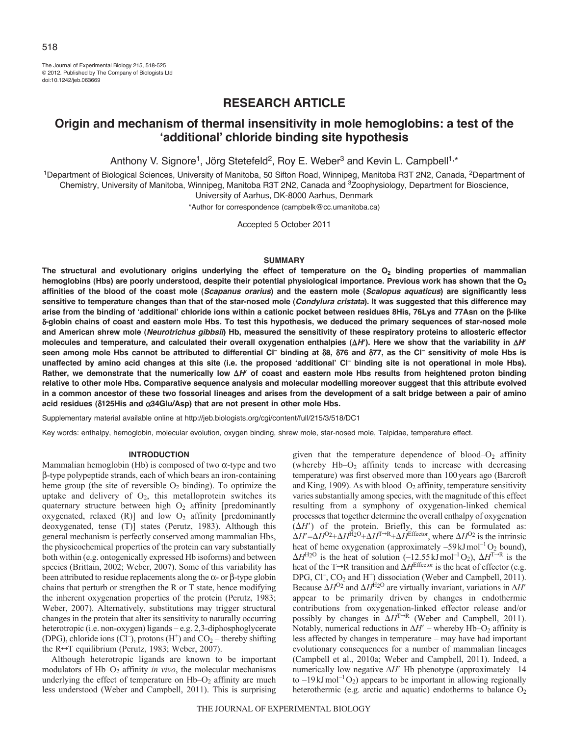# RESEARCH ARTICLE

# Origin and mechanism of thermal insensitivity in mole hemoglobins: a test of the 'additional' chloride binding site hypothesis

Anthony V. Signore[1], Jörg Stetefeld[2], Roy E. Weber[3] and Kevin L. Campbell[1,*]

[1]Department of Biological Sciences, University of Manitoba, 50 Sifton Road, Winnipeg, Manitoba R3T 2N2, Canada, [2]Department of Chemistry, University of Manitoba, Winnipeg, Manitoba R3T 2N2, Canada and [3]Zoophysiology, Department for Bioscience, University of Aarhus, DK-8000 Aarhus, Denmark

*Author for correspondence (campbelk@cc.umanitoba.ca)

Accepted 5 October 2011

## SUMMARY

**The structural and evolutionary origins underlying the effect of temperature on the $O_2$ binding properties of mammalian hemoglobins (Hbs) are poorly understood, despite their potential physiological importance. Previous work has shown that the $O_2$ affinities of the blood of the coast mole (*Scapanus orarius*) and the eastern mole (*Scalopus aquaticus*) are significantly less sensitive to temperature changes than that of the star-nosed mole (*Condylura cristata*). It was suggested that this difference may arise from the binding of 'additional' chloride ions within a cationic pocket between residues 8His, 76Lys and 77Asn on the β-like δ-globin chains of coast and eastern mole Hbs. To test this hypothesis, we deduced the primary sequences of star-nosed mole and American shrew mole (*Neurotrichus gibbsii*) Hb, measured the sensitivity of these respiratory proteins to allosteric effector molecules and temperature, and calculated their overall oxygenation enthalpies ($\Delta H'$). Here we show that the variability in $\Delta H'$ seen among mole Hbs cannot be attributed to differential $Cl^-$ binding at δ8, δ76 and δ77, as the $Cl^-$ sensitivity of mole Hbs is unaffected by amino acid changes at this site (i.e. the proposed 'additional' $Cl^-$ binding site is not operational in mole Hbs). Rather, we demonstrate that the numerically low $\Delta H'$ of coast and eastern mole Hbs results from heightened proton binding relative to other mole Hbs. Comparative sequence analysis and molecular modelling moreover suggest that this attribute evolved in a common ancestor of these two fossorial lineages and arises from the development of a salt bridge between a pair of amino acid residues (δ125His and α34Glu/Asp) that are not present in other mole Hbs.**

Supplementary material available online at http://jeb.biologists.org/cgi/content/full/215/3/518/DC1

Key words: enthalpy, hemoglobin, molecular evolution, oxygen binding, shrew mole, star-nosed mole, Talpidae, temperature effect.

## INTRODUCTION

Mammalian hemoglobin (Hb) is composed of two α-type and two β-type polypeptide strands, each of which bears an iron-containing heme group (the site of reversible $O_2$ binding). To optimize the uptake and delivery of $O_2$, this metalloprotein switches its quaternary structure between high $O_2$ affinity [predominantly oxygenated, relaxed (R)] and low $O_2$ affinity [predominantly deoxygenated, tense (T)] states (Perutz, 1983). Although this general mechanism is perfectly conserved among mammalian Hbs, the physicochemical properties of the protein can vary substantially both within (e.g. ontogenically expressed Hb isoforms) and between species (Brittain, 2002; Weber, 2007). Some of this variability has been attributed to residue replacements along the α- or β-type globin chains that perturb or strengthen the R or T state, hence modifying the inherent oxygenation properties of the protein (Perutz, 1983; Weber, 2007). Alternatively, substitutions may trigger structural changes in the protein that alter its sensitivity to naturally occurring heterotropic (i.e. non-oxygen) ligands – e.g. 2,3-diphosphoglycerate (DPG), chloride ions ($Cl^-$), protons ($H^+$) and $CO_2$ – thereby shifting the R↔T equilibrium (Perutz, 1983; Weber, 2007).

Although heterotropic ligands are known to be important modulators of Hb–$O_2$ affinity *in vivo*, the molecular mechanisms underlying the effect of temperature on Hb–$O_2$ affinity are much less understood (Weber and Campbell, 2011). This is surprising given that the temperature dependence of blood–$O_2$ affinity (whereby Hb–$O_2$ affinity tends to increase with decreasing temperature) was first observed more than 100 years ago (Barcroft and King, 1909). As with blood–$O_2$ affinity, temperature sensitivity varies substantially among species, with the magnitude of this effect resulting from a symphony of oxygenation-linked chemical processes that together determine the overall enthalpy of oxygenation ($\Delta H'$) of the protein. Briefly, this can be formulated as: $\Delta H' = \Delta H^{O2} + \Delta H^{H2O} + \Delta H^{T\rightarrow R} + \Delta H^{Effector}$, where $\Delta H^{O2}$ is the intrinsic heat of heme oxygenation (approximately $-59\,kJ\,mol^{-1}\,O_2$ bound), $\Delta H^{H2O}$ is the heat of solution ($-12.55\,kJ\,mol^{-1}\,O_2$), $\Delta H^{T\rightarrow R}$ is the heat of the T→R transition and $\Delta H^{Effector}$ is the heat of effector (e.g. DPG, $Cl^-$, $CO_2$ and $H^+$) dissociation (Weber and Campbell, 2011). Because $\Delta H^{O2}$ and $\Delta H^{H2O}$ are virtually invariant, variations in $\Delta H'$ appear to be primarily driven by changes in endothermic contributions from oxygenation-linked effector release and/or possibly by changes in $\Delta H^{T\rightarrow R}$ (Weber and Campbell, 2011). Notably, numerical reductions in $\Delta H'$ – whereby Hb–$O_2$ affinity is less affected by changes in temperature – may have had important evolutionary consequences for a number of mammalian lineages (Campbell et al., 2010a; Weber and Campbell, 2011). Indeed, a numerically low negative $\Delta H'$ Hb phenotype (approximately $-14$ to $-19\,kJ\,mol^{-1}\,O_2$) appears to be important in allowing regionally heterothermic (e.g. arctic and aquatic) endotherms to balance $O_2$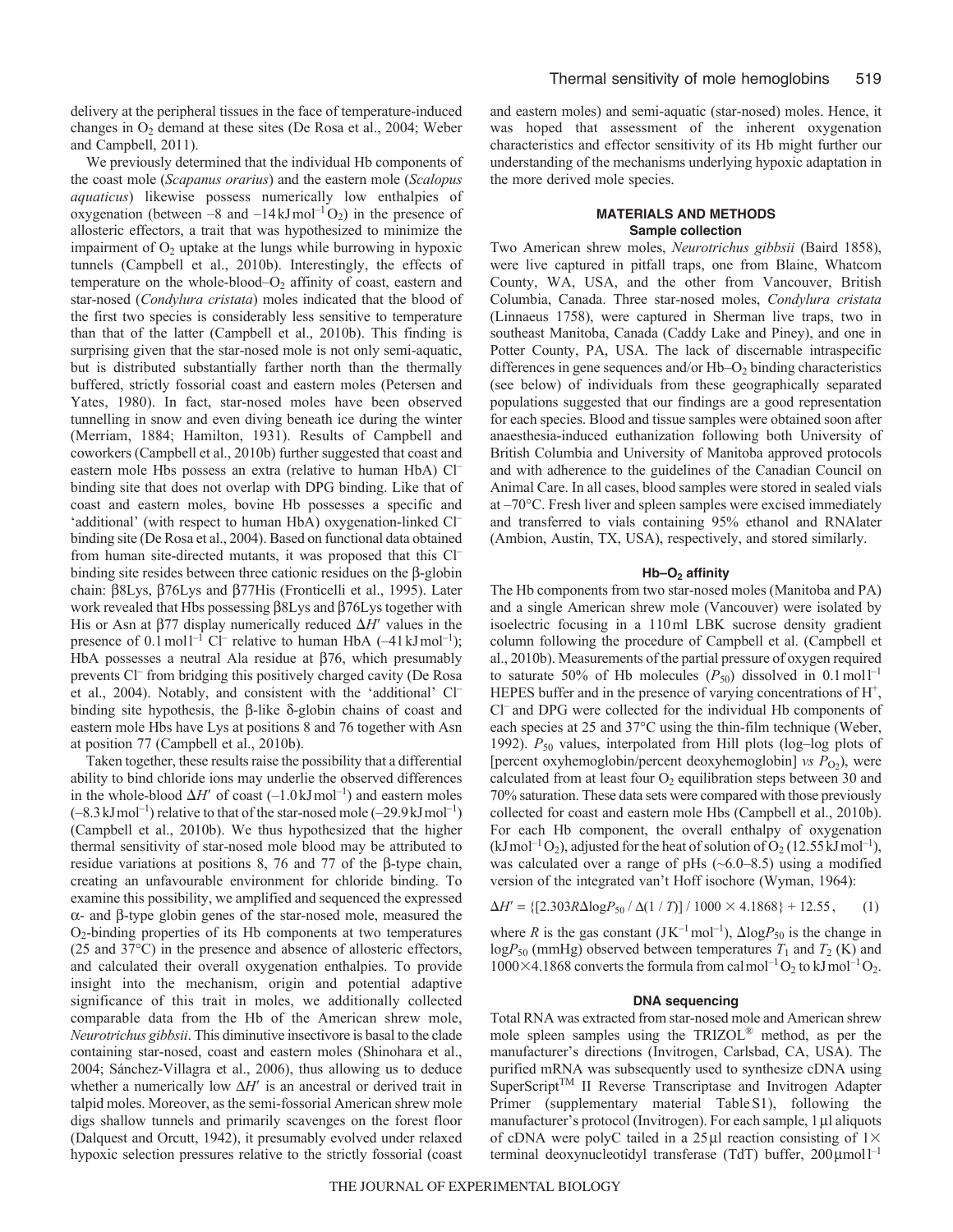delivery at the peripheral tissues in the face of temperature-induced changes in $O_2$ demand at these sites (De Rosa et al., 2004; Weber and Campbell, 2011).

We previously determined that the individual Hb components of the coast mole (*Scapanus orarius*) and the eastern mole (*Scalopus aquaticus*) likewise possess numerically low enthalpies of oxygenation (between –8 and –14 kJ mol$^{-1}$ $O_2$) in the presence of allosteric effectors, a trait that was hypothesized to minimize the impairment of $O_2$ uptake at the lungs while burrowing in hypoxic tunnels (Campbell et al., 2010b). Interestingly, the effects of temperature on the whole-blood–$O_2$ affinity of coast, eastern and star-nosed (*Condylura cristata*) moles indicated that the blood of the first two species is considerably less sensitive to temperature than that of the latter (Campbell et al., 2010b). This finding is surprising given that the star-nosed mole is not only semi-aquatic, but is distributed substantially farther north than the thermally buffered, strictly fossorial coast and eastern moles (Petersen and Yates, 1980). In fact, star-nosed moles have been observed tunnelling in snow and even diving beneath ice during the winter (Merriam, 1884; Hamilton, 1931). Results of Campbell and coworkers (Campbell et al., 2010b) further suggested that coast and eastern mole Hbs possess an extra (relative to human HbA) $Cl^-$ binding site that does not overlap with DPG binding. Like that of coast and eastern moles, bovine Hb possesses a specific and 'additional' (with respect to human HbA) oxygenation-linked $Cl^-$ binding site (De Rosa et al., 2004). Based on functional data obtained from human site-directed mutants, it was proposed that this $Cl^-$ binding site resides between three cationic residues on the β-globin chain: β8Lys, β76Lys and β77His (Fronticelli et al., 1995). Later work revealed that Hbs possessing β8Lys and β76Lys together with His or Asn at β77 display numerically reduced $\Delta H'$ values in the presence of 0.1 mol l$^{-1}$ $Cl^-$ relative to human HbA (–41 kJ mol$^{-1}$); HbA possesses a neutral Ala residue at β76, which presumably prevents $Cl^-$ from bridging this positively charged cavity (De Rosa et al., 2004). Notably, and consistent with the 'additional' $Cl^-$ binding site hypothesis, the β-like δ-globin chains of coast and eastern mole Hbs have Lys at positions 8 and 76 together with Asn at position 77 (Campbell et al., 2010b).

Taken together, these results raise the possibility that a differential ability to bind chloride ions may underlie the observed differences in the whole-blood $\Delta H'$ of coast (–1.0 kJ mol$^{-1}$) and eastern moles (–8.3 kJ mol$^{-1}$) relative to that of the star-nosed mole (–29.9 kJ mol$^{-1}$) (Campbell et al., 2010b). We thus hypothesized that the higher thermal sensitivity of star-nosed mole blood may be attributed to residue variations at positions 8, 76 and 77 of the β-type chain, creating an unfavourable environment for chloride binding. To examine this possibility, we amplified and sequenced the expressed α- and β-type globin genes of the star-nosed mole, measured the $O_2$-binding properties of its Hb components at two temperatures (25 and 37°C) in the presence and absence of allosteric effectors, and calculated their overall oxygenation enthalpies. To provide insight into the mechanism, origin and potential adaptive significance of this trait in moles, we additionally collected comparable data from the Hb of the American shrew mole, *Neurotrichus gibbsii*. This diminutive insectivore is basal to the clade containing star-nosed, coast and eastern moles (Shinohara et al., 2004; Sánchez-Villagra et al., 2006), thus allowing us to deduce whether a numerically low $\Delta H'$ is an ancestral or derived trait in talpid moles. Moreover, as the semi-fossorial American shrew mole digs shallow tunnels and primarily scavenges on the forest floor (Dalquest and Orcutt, 1942), it presumably evolved under relaxed hypoxic selection pressures relative to the strictly fossorial (coast and eastern moles) and semi-aquatic (star-nosed) moles. Hence, it was hoped that assessment of the inherent oxygenation characteristics and effector sensitivity of its Hb might further our understanding of the mechanisms underlying hypoxic adaptation in the more derived mole species.

## MATERIALS AND METHODS

### Sample collection

Two American shrew moles, *Neurotrichus gibbsii* (Baird 1858), were live captured in pitfall traps, one from Blaine, Whatcom County, WA, USA, and the other from Vancouver, British Columbia, Canada. Three star-nosed moles, *Condylura cristata* (Linnaeus 1758), were captured in Sherman live traps, two in southeast Manitoba, Canada (Caddy Lake and Piney), and one in Potter County, PA, USA. The lack of discernable intraspecific differences in gene sequences and/or Hb–$O_2$ binding characteristics (see below) of individuals from these geographically separated populations suggested that our findings are a good representation for each species. Blood and tissue samples were obtained soon after anaesthesia-induced euthanization following both University of British Columbia and University of Manitoba approved protocols and with adherence to the guidelines of the Canadian Council on Animal Care. In all cases, blood samples were stored in sealed vials at –70°C. Fresh liver and spleen samples were excised immediately and transferred to vials containing 95% ethanol and RNAlater (Ambion, Austin, TX, USA), respectively, and stored similarly.

### Hb–$O_2$ affinity

The Hb components from two star-nosed moles (Manitoba and PA) and a single American shrew mole (Vancouver) were isolated by isoelectric focusing in a 110 ml LBK sucrose density gradient column following the procedure of Campbell et al. (Campbell et al., 2010b). Measurements of the partial pressure of oxygen required to saturate 50% of Hb molecules ($P_{50}$) dissolved in 0.1 mol l$^{-1}$ HEPES buffer and in the presence of varying concentrations of $H^+$, $Cl^-$ and DPG were collected for the individual Hb components of each species at 25 and 37°C using the thin-film technique (Weber, 1992). $P_{50}$ values, interpolated from Hill plots (log–log plots of [percent oxyhemoglobin/percent deoxyhemoglobin] *vs* $P_{O_2}$), were calculated from at least four $O_2$ equilibration steps between 30 and 70% saturation. These data sets were compared with those previously collected for coast and eastern mole Hbs (Campbell et al., 2010b). For each Hb component, the overall enthalpy of oxygenation (kJ mol$^{-1}$ $O_2$), adjusted for the heat of solution of $O_2$ (12.55 kJ mol$^{-1}$), was calculated over a range of pHs (~6.0–8.5) using a modified version of the integrated van't Hoff isochore (Wyman, 1964):

$$\Delta H' = \{[2.303R\Delta\log P_{50} / \Delta(1/T)] / 1000 \times 4.1868\} + 12.55\,, \quad (1)$$

where $R$ is the gas constant (J K$^{-1}$ mol$^{-1}$), $\Delta\log P_{50}$ is the change in $\log P_{50}$ (mmHg) observed between temperatures $T_1$ and $T_2$ (K) and $1000\times4.1868$ converts the formula from cal mol$^{-1}$ $O_2$ to kJ mol$^{-1}$ $O_2$.

### DNA sequencing

Total RNA was extracted from star-nosed mole and American shrew mole spleen samples using the TRIZOL® method, as per the manufacturer's directions (Invitrogen, Carlsbad, CA, USA). The purified mRNA was subsequently used to synthesize cDNA using SuperScript™ II Reverse Transcriptase and Invitrogen Adapter Primer (supplementary material Table S1), following the manufacturer's protocol (Invitrogen). For each sample, 1 μl aliquots of cDNA were polyC tailed in a 25 μl reaction consisting of 1× terminal deoxynucleotidyl transferase (TdT) buffer, 200 μmol l$^{-1}$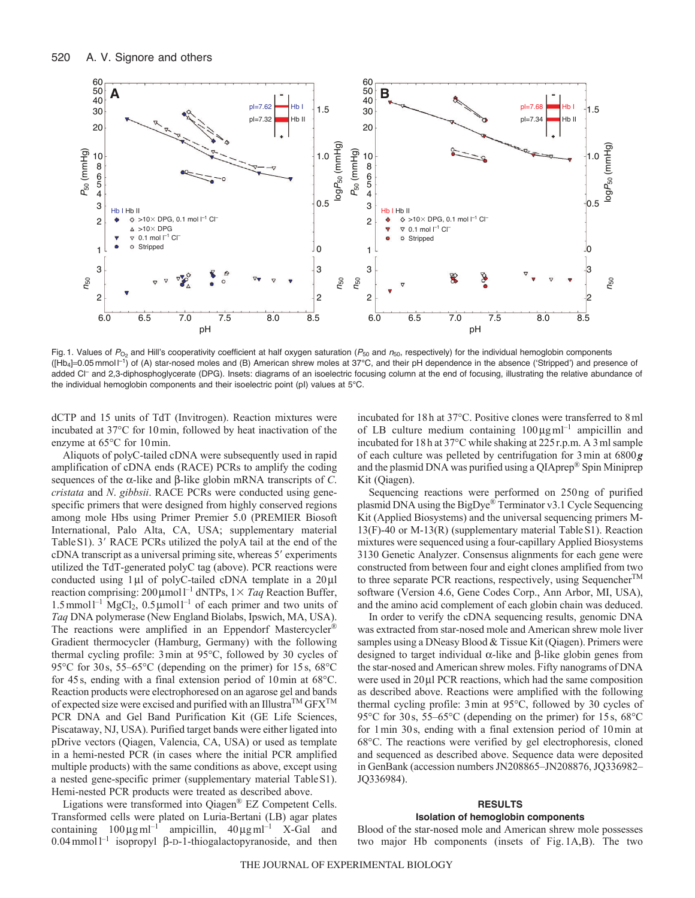Fig. 1. Values of $P_{O_2}$ and Hill's cooperativity coefficient at half oxygen saturation ($P_{50}$ and $n_{50}$, respectively) for the individual hemoglobin components ($[Hb_4]$=0.05 mmol $l^{-1}$) of (A) star-nosed moles and (B) American shrew moles at 37°C, and their pH dependence in the absence ('Stripped') and presence of added $Cl^-$ and 2,3-diphosphoglycerate (DPG). Insets: diagrams of an isoelectric focusing column at the end of focusing, illustrating the relative abundance of the individual hemoglobin components and their isoelectric point (pI) values at 5°C.

dCTP and 15 units of TdT (Invitrogen). Reaction mixtures were incubated at 37°C for 10 min, followed by heat inactivation of the enzyme at 65°C for 10 min.

Aliquots of polyC-tailed cDNA were subsequently used in rapid amplification of cDNA ends (RACE) PCRs to amplify the coding sequences of the α-like and β-like globin mRNA transcripts of *C. cristata* and *N. gibbsii*. RACE PCRs were conducted using gene-specific primers that were designed from highly conserved regions among mole Hbs using Primer Premier 5.0 (PREMIER Biosoft International, Palo Alta, CA, USA; supplementary material Table S1). 3′ RACE PCRs utilized the polyA tail at the end of the cDNA transcript as a universal priming site, whereas 5′ experiments utilized the TdT-generated polyC tag (above). PCR reactions were conducted using 1 µl of polyC-tailed cDNA template in a 20 µl reaction comprising: 200 µmol $l^{-1}$ dNTPs, 1× *Taq* Reaction Buffer, 1.5 mmol $l^{-1}$ $MgCl_2$, 0.5 µmol $l^{-1}$ of each primer and two units of *Taq* DNA polymerase (New England Biolabs, Ipswich, MA, USA). The reactions were amplified in an Eppendorf Mastercycler® Gradient thermocycler (Hamburg, Germany) with the following thermal cycling profile: 3 min at 95°C, followed by 30 cycles of 95°C for 30 s, 55–65°C (depending on the primer) for 15 s, 68°C for 45 s, ending with a final extension period of 10 min at 68°C. Reaction products were electrophoresed on an agarose gel and bands of expected size were excised and purified with an Illustra™ GFX™ PCR DNA and Gel Band Purification Kit (GE Life Sciences, Piscataway, NJ, USA). Purified target bands were either ligated into pDrive vectors (Qiagen, Valencia, CA, USA) or used as template in a hemi-nested PCR (in cases where the initial PCR amplified multiple products) with the same conditions as above, except using a nested gene-specific primer (supplementary material Table S1). Hemi-nested PCR products were treated as described above.

Ligations were transformed into Qiagen® EZ Competent Cells. Transformed cells were plated on Luria-Bertani (LB) agar plates containing 100 µg $ml^{-1}$ ampicillin, 40 µg $ml^{-1}$ X-Gal and 0.04 mmol $l^{-1}$ isopropyl β-D-1-thiogalactopyranoside, and then incubated for 18 h at 37°C. Positive clones were transferred to 8 ml of LB culture medium containing 100 µg $ml^{-1}$ ampicillin and incubated for 18 h at 37°C while shaking at 225 r.p.m. A 3 ml sample of each culture was pelleted by centrifugation for 3 min at 6800 ***g*** and the plasmid DNA was purified using a QIAprep® Spin Miniprep Kit (Qiagen).

Sequencing reactions were performed on 250 ng of purified plasmid DNA using the BigDye® Terminator v3.1 Cycle Sequencing Kit (Applied Biosystems) and the universal sequencing primers M-13(F)-40 or M-13(R) (supplementary material Table S1). Reaction mixtures were sequenced using a four-capillary Applied Biosystems 3130 Genetic Analyzer. Consensus alignments for each gene were constructed from between four and eight clones amplified from two to three separate PCR reactions, respectively, using Sequencher™ software (Version 4.6, Gene Codes Corp., Ann Arbor, MI, USA), and the amino acid complement of each globin chain was deduced.

In order to verify the cDNA sequencing results, genomic DNA was extracted from star-nosed mole and American shrew mole liver samples using a DNeasy Blood & Tissue Kit (Qiagen). Primers were designed to target individual α-like and β-like globin genes from the star-nosed and American shrew moles. Fifty nanograms of DNA were used in 20 µl PCR reactions, which had the same composition as described above. Reactions were amplified with the following thermal cycling profile: 3 min at 95°C, followed by 30 cycles of 95°C for 30 s, 55–65°C (depending on the primer) for 15 s, 68°C for 1 min 30 s, ending with a final extension period of 10 min at 68°C. The reactions were verified by gel electrophoresis, cloned and sequenced as described above. Sequence data were deposited in GenBank (accession numbers JN208865–JN208876, JQ336982–JQ336984).

## RESULTS

### Isolation of hemoglobin components

Blood of the star-nosed mole and American shrew mole possesses two major Hb components (insets of Fig. 1A,B). The two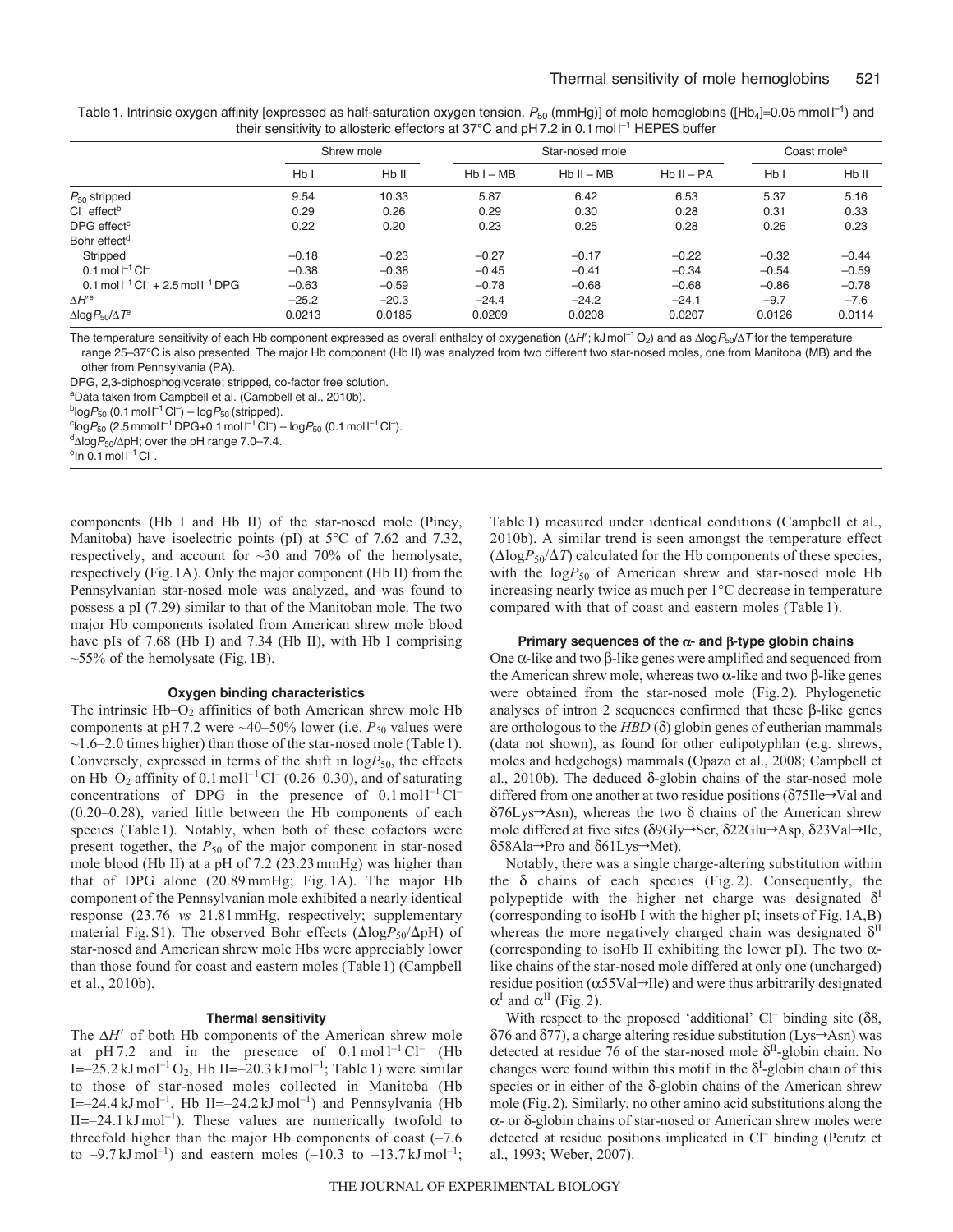Table 1. Intrinsic oxygen affinity [expressed as half-saturation oxygen tension, $P_{50}$ (mmHg)] of mole hemoglobins ([$Hb_4$]=0.05 mmol $l^{-1}$) and their sensitivity to allosteric effectors at 37°C and pH 7.2 in 0.1 mol $l^{-1}$ HEPES buffer

| | Shrew mole | | Star-nosed mole | | | Coast mole[a] | |
|---|---|---|---|---|---|---|---|
| | Hb I | Hb II | Hb I – MB | Hb II – MB | Hb II – PA | Hb I | Hb II |
| $P_{50}$ stripped | 9.54 | 10.33 | 5.87 | 6.42 | 6.53 | 5.37 | 5.16 |
| $Cl^-$ effect[b] | 0.29 | 0.26 | 0.29 | 0.30 | 0.28 | 0.31 | 0.33 |
| DPG effect[c] | 0.22 | 0.20 | 0.23 | 0.25 | 0.28 | 0.26 | 0.23 |
| Bohr effect[d] | | | | | | | |
| Stripped | –0.18 | –0.23 | –0.27 | –0.17 | –0.22 | –0.32 | –0.44 |
| 0.1 mol $l^{-1}$ $Cl^-$ | –0.38 | –0.38 | –0.45 | –0.41 | –0.34 | –0.54 | –0.59 |
| 0.1 mol $l^{-1}$ $Cl^-$ + 2.5 mol $l^{-1}$ DPG | –0.63 | –0.59 | –0.78 | –0.68 | –0.68 | –0.86 | –0.78 |
| $\Delta H'$[e] | –25.2 | –20.3 | –24.4 | –24.2 | –24.1 | –9.7 | –7.6 |
| $\Delta \log P_{50}/\Delta T$[e] | 0.0213 | 0.0185 | 0.0209 | 0.0208 | 0.0207 | 0.0126 | 0.0114 |

The temperature sensitivity of each Hb component expressed as overall enthalpy of oxygenation ($\Delta H'$; kJ $mol^{-1}$ $O_2$) and as $\Delta \log P_{50}/\Delta T$ for the temperature range 25–37°C is also presented. The major Hb component (Hb II) was analyzed from two different two star-nosed moles, one from Manitoba (MB) and the other from Pennsylvania (PA).

DPG, 2,3-diphosphoglycerate; stripped, co-factor free solution.

[a]Data taken from Campbell et al. (Campbell et al., 2010b).

[b]$\log P_{50}$ (0.1 mol $l^{-1}$ $Cl^-$) – $\log P_{50}$ (stripped).

[c]$\log P_{50}$ (2.5 mmol $l^{-1}$ DPG+0.1 mol $l^{-1}$ $Cl^-$) – $\log P_{50}$ (0.1 mol $l^{-1}$ $Cl^-$).

[d]$\Delta \log P_{50}/\Delta$pH; over the pH range 7.0–7.4.

[e]In 0.1 mol $l^{-1}$ $Cl^-$.

components (Hb I and Hb II) of the star-nosed mole (Piney, Manitoba) have isoelectric points (pI) at 5°C of 7.62 and 7.32, respectively, and account for ~30 and 70% of the hemolysate, respectively (Fig. 1A). Only the major component (Hb II) from the Pennsylvanian star-nosed mole was analyzed, and was found to possess a pI (7.29) similar to that of the Manitoban mole. The two major Hb components isolated from American shrew mole blood have pIs of 7.68 (Hb I) and 7.34 (Hb II), with Hb I comprising ~55% of the hemolysate (Fig. 1B).

### Oxygen binding characteristics

The intrinsic Hb–$O_2$ affinities of both American shrew mole Hb components at pH 7.2 were ~40–50% lower (i.e. $P_{50}$ values were ~1.6–2.0 times higher) than those of the star-nosed mole (Table 1). Conversely, expressed in terms of the shift in $\log P_{50}$, the effects on Hb–$O_2$ affinity of 0.1 mol $l^{-1}$ $Cl^-$ (0.26–0.30), and of saturating concentrations of DPG in the presence of 0.1 mol $l^{-1}$ $Cl^-$ (0.20–0.28), varied little between the Hb components of each species (Table 1). Notably, when both of these cofactors were present together, the $P_{50}$ of the major component in star-nosed mole blood (Hb II) at a pH of 7.2 (23.23 mmHg) was higher than that of DPG alone (20.89 mmHg; Fig. 1A). The major Hb component of the Pennsylvanian mole exhibited a nearly identical response (23.76 *vs* 21.81 mmHg, respectively; supplementary material Fig. S1). The observed Bohr effects ($\Delta \log P_{50}/\Delta$pH) of star-nosed and American shrew mole Hbs were appreciably lower than those found for coast and eastern moles (Table 1) (Campbell et al., 2010b).

### Thermal sensitivity

The $\Delta H'$ of both Hb components of the American shrew mole at pH 7.2 and in the presence of 0.1 mol $l^{-1}$ $Cl^-$ (Hb I=–25.2 kJ $mol^{-1}$ $O_2$, Hb II=–20.3 kJ $mol^{-1}$; Table 1) were similar to those of star-nosed moles collected in Manitoba (Hb I=–24.4 kJ $mol^{-1}$, Hb II=–24.2 kJ $mol^{-1}$) and Pennsylvania (Hb II=–24.1 kJ $mol^{-1}$). These values are numerically twofold to threefold higher than the major Hb components of coast (–7.6 to –9.7 kJ $mol^{-1}$) and eastern moles (–10.3 to –13.7 kJ $mol^{-1}$; Table 1) measured under identical conditions (Campbell et al., 2010b). A similar trend is seen amongst the temperature effect ($\Delta \log P_{50}/\Delta T$) calculated for the Hb components of these species, with the $\log P_{50}$ of American shrew and star-nosed mole Hb increasing nearly twice as much per 1°C decrease in temperature compared with that of coast and eastern moles (Table 1).

### Primary sequences of the α- and β-type globin chains

One α-like and two β-like genes were amplified and sequenced from the American shrew mole, whereas two α-like and two β-like genes were obtained from the star-nosed mole (Fig. 2). Phylogenetic analyses of intron 2 sequences confirmed that these β-like genes are orthologous to the *HBD* (δ) globin genes of eutherian mammals (data not shown), as found for other eulipotyphlan (e.g. shrews, moles and hedgehogs) mammals (Opazo et al., 2008; Campbell et al., 2010b). The deduced δ-globin chains of the star-nosed mole differed from one another at two residue positions (δ75Ile→Val and δ76Lys→Asn), whereas the two δ chains of the American shrew mole differed at five sites (δ9Gly→Ser, δ22Glu→Asp, δ23Val→Ile, δ58Ala→Pro and δ61Lys→Met).

Notably, there was a single charge-altering substitution within the δ chains of each species (Fig. 2). Consequently, the polypeptide with the higher net charge was designated $\delta^I$ (corresponding to isoHb I with the higher pI; insets of Fig. 1A,B) whereas the more negatively charged chain was designated $\delta^{II}$ (corresponding to isoHb II exhibiting the lower pI). The two α-like chains of the star-nosed mole differed at only one (uncharged) residue position (α55Val→Ile) and were thus arbitrarily designated $\alpha^I$ and $\alpha^{II}$ (Fig. 2).

With respect to the proposed 'additional' $Cl^-$ binding site (δ8, δ76 and δ77), a charge altering residue substitution (Lys→Asn) was detected at residue 76 of the star-nosed mole $\delta^{II}$-globin chain. No changes were found within this motif in the $\delta^I$-globin chain of this species or in either of the δ-globin chains of the American shrew mole (Fig. 2). Similarly, no other amino acid substitutions along the α- or δ-globin chains of star-nosed or American shrew moles were detected at residue positions implicated in $Cl^-$ binding (Perutz et al., 1993; Weber, 2007).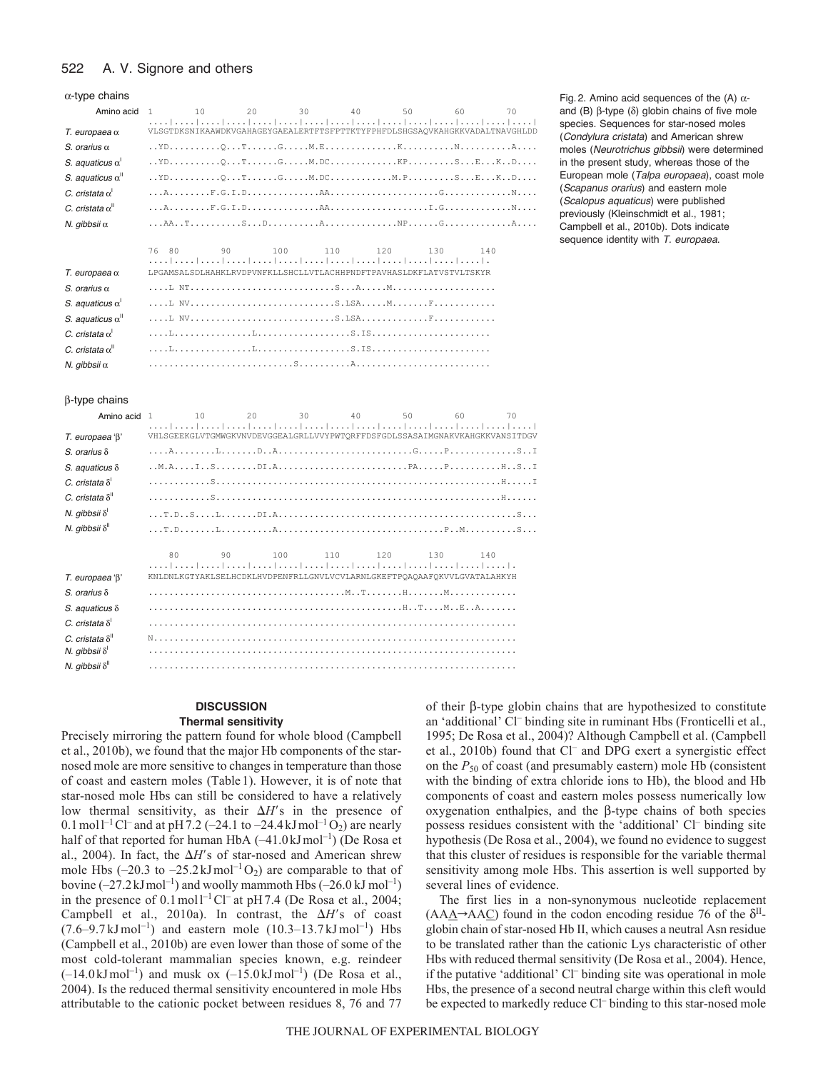α-type chains

```
Amino acid       1         10        20        30        40        50        60        70
                 ....|....|....|....|....|....|....|....|....|....|....|....|....|....|
T. europaea α    VLSGTDKSNIKAAWDKVGAHAGEYGAEALERTFTSFPTTKTYFPHFDLSHGSAQVKAHGKKVADALTNAVGHLDD
S. orarius α     ..YD.........Q...T......G.....M.E.............K..........N..........A....
S. aquaticus αI  ..YD.........Q...T......G.....M.DC............KP.........S...E...K..D....
S. aquaticus αII ..YD.........Q...T......G.....M.DC...........M.P.........S...E...K..D....
C. cristata αI   ...A........F.G.I.D..............AA....................G.............N....
C. cristata αII  ...A........F.G.I.D..............AA..................I.G.............N....
N. gibbsii α     ...AA..T..........S...D..........A..............NP......G.............A....

                 76 80        90        100       110       120       130       140
                 ....|....|....|....|....|....|....|....|....|....|....|....|....|.
T. europaea α    LPGAMSALSDLHAHKLRVDPVNFKLLSHCLLVTLACHHPNDFTPAVHASLDKFLATVSTVLTSKYR
S. orarius α     ....L NT...........................S...A.....M...................
S. aquaticus αI  ....L NV...........................S.LSA.....M.......F...........
S. aquaticus αII ....L NV...........................S.LSA............F............
C. cristata αI   ....L...............L..................S.IS......................
C. cristata αII  ....L...............L..................S.IS......................
N. gibbsii α     ..........................S..........A.........................
```

β-type chains

```
Amino acid       1         10        20        30        40        50        60        70
                 ....|....|....|....|....|....|....|....|....|....|....|....|....|....|
T. europaea 'β'  VHLSGEEKGLVTGMWGKVNVDEVGGEALGRLLVVYPWTQRFFDSFGDLSSASAIMGNAKVKAHGKKVANSITDGV
S. orarius δ     ....A........L.......D..A.........................G.....P.............S..I
S. aquaticus δ   ..M.A....I..S........DI.A.........................PA.....P..........H..S..I
C. cristata δI   ...........S........................................................H.....I
C. cristata δII  ...........S........................................................H......
N. gibbsii δI    ...T.D..S....L.......DI.A.............................................S...
N. gibbsii δII   ...T.D.......L..........A...............................P..M..........S...

                 80        90        100       110       120       130       140
                 ....|....|....|....|....|....|....|....|....|....|....|....|....|.
T. europaea 'β'  KNLDNLKGTYAKLSELHCDKLHVDPENFRLLGNVLVCVLARNLGKEFTPQAQAAFQKVVLGVATALAHKYH
S. orarius δ     ....................................M..T.......H.......M............
S. aquaticus δ   ............................................H..T....M..E..A.......
C. cristata δI   ....................................................................
C. cristata δII  N...................................................................
N. gibbsii δI    ....................................................................
N. gibbsii δII   ....................................................................
```

Fig. 2. Amino acid sequences of the (A) α- and (B) β-type (δ) globin chains of five mole species. Sequences for star-nosed moles (*Condylura cristata*) and American shrew moles (*Neurotrichus gibbsii*) were determined in the present study, whereas those of the European mole (*Talpa europaea*), coast mole (*Scapanus orarius*) and eastern mole (*Scalopus aquaticus*) were published previously (Kleinschmidt et al., 1981; Campbell et al., 2010b). Dots indicate sequence identity with *T. europaea*.

## DISCUSSION

### Thermal sensitivity

Precisely mirroring the pattern found for whole blood (Campbell et al., 2010b), we found that the major Hb components of the star-nosed mole are more sensitive to changes in temperature than those of coast and eastern moles (Table 1). However, it is of note that star-nosed mole Hbs can still be considered to have a relatively low thermal sensitivity, as their $\Delta H'$s in the presence of $0.1\,\mathrm{mol\,l^{-1}\,Cl^-}$ and at pH 7.2 (–24.1 to $-24.4\,\mathrm{kJ\,mol^{-1}\,O_2}$) are nearly half of that reported for human HbA ($-41.0\,\mathrm{kJ\,mol^{-1}}$) (De Rosa et al., 2004). In fact, the $\Delta H'$s of star-nosed and American shrew mole Hbs (–20.3 to $-25.2\,\mathrm{kJ\,mol^{-1}\,O_2}$) are comparable to that of bovine ($-27.2\,\mathrm{kJ\,mol^{-1}}$) and woolly mammoth Hbs ($-26.0\,\mathrm{kJ\,mol^{-1}}$) in the presence of $0.1\,\mathrm{mol\,l^{-1}\,Cl^-}$ at pH 7.4 (De Rosa et al., 2004; Campbell et al., 2010a). In contrast, the $\Delta H'$s of coast (7.6–$9.7\,\mathrm{kJ\,mol^{-1}}$) and eastern mole (10.3–$13.7\,\mathrm{kJ\,mol^{-1}}$) Hbs (Campbell et al., 2010b) are even lower than those of some of the most cold-tolerant mammalian species known, e.g. reindeer ($-14.0\,\mathrm{kJ\,mol^{-1}}$) and musk ox ($-15.0\,\mathrm{kJ\,mol^{-1}}$) (De Rosa et al., 2004). Is the reduced thermal sensitivity encountered in mole Hbs attributable to the cationic pocket between residues 8, 76 and 77 of their β-type globin chains that are hypothesized to constitute an 'additional' $Cl^-$ binding site in ruminant Hbs (Fronticelli et al., 1995; De Rosa et al., 2004)? Although Campbell et al. (Campbell et al., 2010b) found that $Cl^-$ and DPG exert a synergistic effect on the $P_{50}$ of coast (and presumably eastern) mole Hb (consistent with the binding of extra chloride ions to Hb), the blood and Hb components of coast and eastern moles possess numerically low oxygenation enthalpies, and the β-type chains of both species possess residues consistent with the 'additional' $Cl^-$ binding site hypothesis (De Rosa et al., 2004), we found no evidence to suggest that this cluster of residues is responsible for the variable thermal sensitivity among mole Hbs. This assertion is well supported by several lines of evidence.

The first lies in a non-synonymous nucleotide replacement (AA<u>A</u>→AA<u>C</u>) found in the codon encoding residue 76 of the $\delta^{II}$-globin chain of star-nosed Hb II, which causes a neutral Asn residue to be translated rather than the cationic Lys characteristic of other Hbs with reduced thermal sensitivity (De Rosa et al., 2004). Hence, if the putative 'additional' $Cl^-$ binding site was operational in mole Hbs, the presence of a second neutral charge within this cleft would be expected to markedly reduce $Cl^-$ binding to this star-nosed mole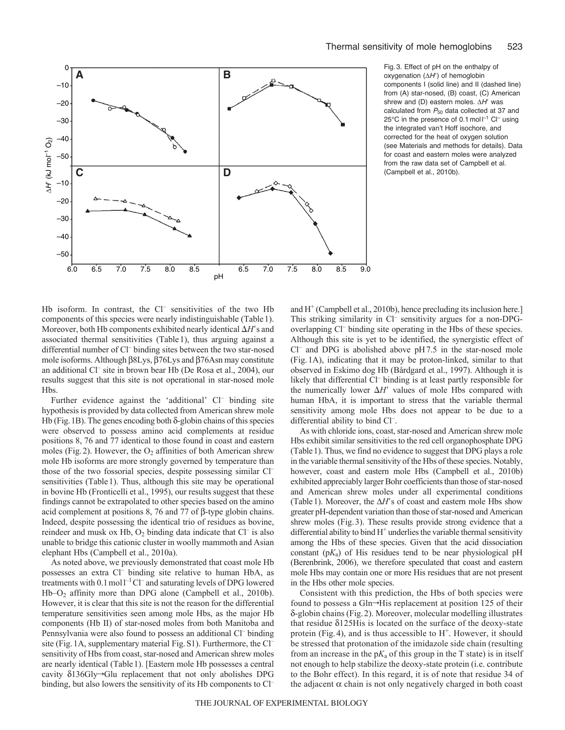Fig. 3. Effect of pH on the enthalpy of oxygenation ($\Delta H'$) of hemoglobin components I (solid line) and II (dashed line) from (A) star-nosed, (B) coast, (C) American shrew and (D) eastern moles. $\Delta H'$ was calculated from $P_{50}$ data collected at 37 and 25°C in the presence of 0.1 mol $l^{-1}$ $Cl^-$ using the integrated van't Hoff isochore, and corrected for the heat of oxygen solution (see Materials and methods for details). Data for coast and eastern moles were analyzed from the raw data set of Campbell et al. (Campbell et al., 2010b).

Hb isoform. In contrast, the $Cl^-$ sensitivities of the two Hb components of this species were nearly indistinguishable (Table 1). Moreover, both Hb components exhibited nearly identical $\Delta H'$s and associated thermal sensitivities (Table 1), thus arguing against a differential number of $Cl^-$ binding sites between the two star-nosed mole isoforms. Although β8Lys, β76Lys and β76Asn may constitute an additional $Cl^-$ site in brown bear Hb (De Rosa et al., 2004), our results suggest that this site is not operational in star-nosed mole Hbs.

Further evidence against the 'additional' $Cl^-$ binding site hypothesis is provided by data collected from American shrew mole Hb (Fig. 1B). The genes encoding δ-globin chains of this species were observed to possess amino acid complements at residue positions 8, 76 and 77 identical to those found in coast and eastern moles (Fig. 2). However, the $O_2$ affinities of both American shrew mole Hb isoforms are more strongly governed by temperature than those of the two fossorial species, despite possessing similar $Cl^-$ sensitivities (Table 1). Thus, although this site may be operational in bovine Hb (Fronticelli et al., 1995), our results suggest that these findings cannot be extrapolated to other species based on the amino acid complement at positions 8, 76 and 77 of β-type globin chains. Indeed, despite possessing the identical trio of residues as bovine, reindeer and musk ox Hb, $O_2$ binding data indicate that $Cl^-$ is also unable to bridge this cationic cluster in woolly mammoth and Asian elephant Hbs (Campbell et al., 2010a).

As noted above, we previously demonstrated that coast mole Hb possesses an extra $Cl^-$ binding site relative to human HbA, as treatments with 0.1 mol $l^{-1}$ $Cl^-$ and saturating levels of DPG lowered Hb–$O_2$ affinity more than DPG alone (Campbell et al., 2010b). However, it is clear that this site is not the reason for the differential temperature sensitivities seen among mole Hbs, as the major Hb components (Hb II) of star-nosed moles from both Manitoba and Pennsylvania were also found to possess an additional $Cl^-$ binding site (Fig. 1A, supplementary material Fig. S1). Furthermore, the $Cl^-$ sensitivity of Hbs from coast, star-nosed and American shrew moles are nearly identical (Table 1). [Eastern mole Hb possesses a central cavity δ136Gly→Glu replacement that not only abolishes DPG binding, but also lowers the sensitivity of its Hb components to $Cl^-$ and $H^+$ (Campbell et al., 2010b), hence precluding its inclusion here.] This striking similarity in $Cl^-$ sensitivity argues for a non-DPG-overlapping $Cl^-$ binding site operating in the Hbs of these species. Although this site is yet to be identified, the synergistic effect of $Cl^-$ and DPG is abolished above pH 7.5 in the star-nosed mole (Fig. 1A), indicating that it may be proton-linked, similar to that observed in Eskimo dog Hb (Bårdgard et al., 1997). Although it is likely that differential $Cl^-$ binding is at least partly responsible for the numerically lower $\Delta H'$ values of mole Hbs compared with human HbA, it is important to stress that the variable thermal sensitivity among mole Hbs does not appear to be due to a differential ability to bind $Cl^-$.

As with chloride ions, coast, star-nosed and American shrew mole Hbs exhibit similar sensitivities to the red cell organophosphate DPG (Table 1). Thus, we find no evidence to suggest that DPG plays a role in the variable thermal sensitivity of the Hbs of these species. Notably, however, coast and eastern mole Hbs (Campbell et al., 2010b) exhibited appreciably larger Bohr coefficients than those of star-nosed and American shrew moles under all experimental conditions (Table 1). Moreover, the $\Delta H'$s of coast and eastern mole Hbs show greater pH-dependent variation than those of star-nosed and American shrew moles (Fig. 3). These results provide strong evidence that a differential ability to bind $H^+$ underlies the variable thermal sensitivity among the Hbs of these species. Given that the acid dissociation constant ($pK_a$) of His residues tend to be near physiological pH (Berenbrink, 2006), we therefore speculated that coast and eastern mole Hbs may contain one or more His residues that are not present in the Hbs other mole species.

Consistent with this prediction, the Hbs of both species were found to possess a Gln→His replacement at position 125 of their δ-globin chains (Fig. 2). Moreover, molecular modelling illustrates that residue δ125His is located on the surface of the deoxy-state protein (Fig. 4), and is thus accessible to $H^+$. However, it should be stressed that protonation of the imidazole side chain (resulting from an increase in the $pK_a$ of this group in the T state) is in itself not enough to help stabilize the deoxy-state protein (i.e. contribute to the Bohr effect). In this regard, it is of note that residue 34 of the adjacent α chain is not only negatively charged in both coast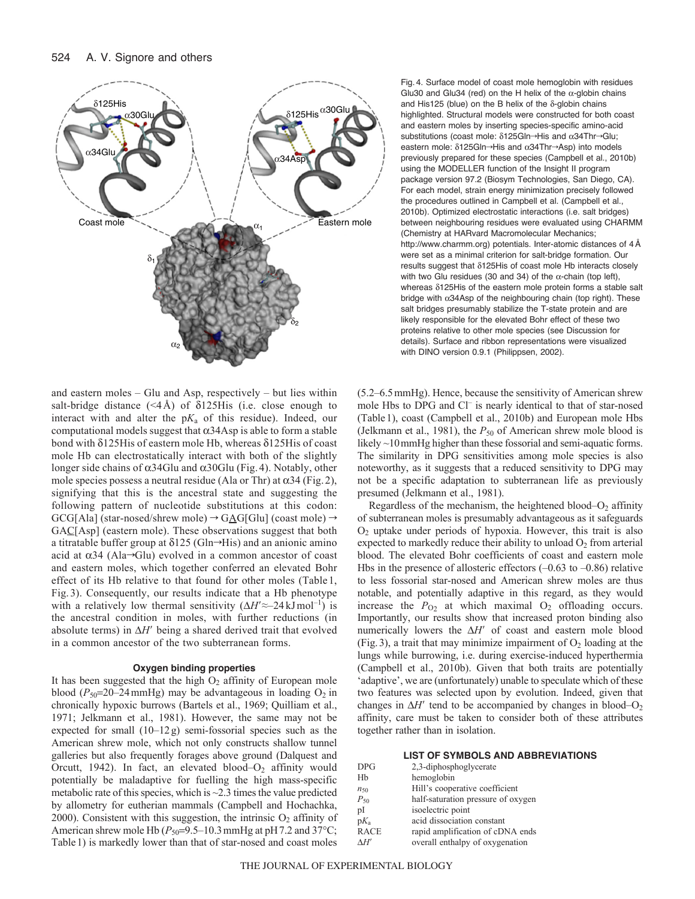Fig. 4. Surface model of coast mole hemoglobin with residues Glu30 and Glu34 (red) on the H helix of the α-globin chains and His125 (blue) on the B helix of the δ-globin chains highlighted. Structural models were constructed for both coast and eastern moles by inserting species-specific amino-acid substitutions (coast mole: δ125Gln→His and α34Thr→Glu; eastern mole: δ125Gln→His and α34Thr→Asp) into models previously prepared for these species (Campbell et al., 2010b) using the MODELLER function of the Insight II program package version 97.2 (Biosym Technologies, San Diego, CA). For each model, strain energy minimization precisely followed the procedures outlined in Campbell et al. (Campbell et al., 2010b). Optimized electrostatic interactions (i.e. salt bridges) between neighbouring residues were evaluated using CHARMM (Chemistry at HARvard Macromolecular Mechanics; http://www.charmm.org) potentials. Inter-atomic distances of 4 Å were set as a minimal criterion for salt-bridge formation. Our results suggest that δ125His of coast mole Hb interacts closely with two Glu residues (30 and 34) of the α-chain (top left), whereas δ125His of the eastern mole protein forms a stable salt bridge with α34Asp of the neighbouring chain (top right). These salt bridges presumably stabilize the T-state protein and are likely responsible for the elevated Bohr effect of these two proteins relative to other mole species (see Discussion for details). Surface and ribbon representations were visualized with DINO version 0.9.1 (Philippsen, 2002).

and eastern moles – Glu and Asp, respectively – but lies within salt-bridge distance (<4 Å) of δ125His (i.e. close enough to interact with and alter the p$K_a$ of this residue). Indeed, our computational models suggest that α34Asp is able to form a stable bond with δ125His of eastern mole Hb, whereas δ125His of coast mole Hb can electrostatically interact with both of the slightly longer side chains of α34Glu and α30Glu (Fig. 4). Notably, other mole species possess a neutral residue (Ala or Thr) at α34 (Fig. 2), signifying that this is the ancestral state and suggesting the following pattern of nucleotide substitutions at this codon: GCG[Ala] (star-nosed/shrew mole) → GAG[Glu] (coast mole) → GAC[Asp] (eastern mole). These observations suggest that both a titratable buffer group at δ125 (Gln→His) and an anionic amino acid at α34 (Ala→Glu) evolved in a common ancestor of coast and eastern moles, which together conferred an elevated Bohr effect of its Hb relative to that found for other moles (Table 1, Fig. 3). Consequently, our results indicate that a Hb phenotype with a relatively low thermal sensitivity ($\Delta H' \approx -24$ kJ mol$^{-1}$) is the ancestral condition in moles, with further reductions (in absolute terms) in $\Delta H'$ being a shared derived trait that evolved in a common ancestor of the two subterranean forms.

### Oxygen binding properties

It has been suggested that the high $O_2$ affinity of European mole blood ($P_{50}$=20–24 mmHg) may be advantageous in loading $O_2$ in chronically hypoxic burrows (Bartels et al., 1969; Quilliam et al., 1971; Jelkmann et al., 1981). However, the same may not be expected for small (10–12 g) semi-fossorial species such as the American shrew mole, which not only constructs shallow tunnel galleries but also frequently forages above ground (Dalquest and Orcutt, 1942). In fact, an elevated blood–$O_2$ affinity would potentially be maladaptive for fuelling the high mass-specific metabolic rate of this species, which is ~2.3 times the value predicted by allometry for eutherian mammals (Campbell and Hochachka, 2000). Consistent with this suggestion, the intrinsic $O_2$ affinity of American shrew mole Hb ($P_{50}$=9.5–10.3 mmHg at pH 7.2 and 37°C; Table 1) is markedly lower than that of star-nosed and coast moles (5.2–6.5 mmHg). Hence, because the sensitivity of American shrew mole Hbs to DPG and $Cl^-$ is nearly identical to that of star-nosed (Table 1), coast (Campbell et al., 2010b) and European mole Hbs (Jelkmann et al., 1981), the $P_{50}$ of American shrew mole blood is likely ~10 mmHg higher than these fossorial and semi-aquatic forms. The similarity in DPG sensitivities among mole species is also noteworthy, as it suggests that a reduced sensitivity to DPG may not be a specific adaptation to subterranean life as previously presumed (Jelkmann et al., 1981).

Regardless of the mechanism, the heightened blood–$O_2$ affinity of subterranean moles is presumably advantageous as it safeguards $O_2$ uptake under periods of hypoxia. However, this trait is also expected to markedly reduce their ability to unload $O_2$ from arterial blood. The elevated Bohr coefficients of coast and eastern mole Hbs in the presence of allosteric effectors (–0.63 to –0.86) relative to less fossorial star-nosed and American shrew moles are thus notable, and potentially adaptive in this regard, as they would increase the $P_{O_2}$ at which maximal $O_2$ offloading occurs. Importantly, our results show that increased proton binding also numerically lowers the $\Delta H'$ of coast and eastern mole blood (Fig. 3), a trait that may minimize impairment of $O_2$ loading at the lungs while burrowing, i.e. during exercise-induced hyperthermia (Campbell et al., 2010b). Given that both traits are potentially 'adaptive', we are (unfortunately) unable to speculate which of these two features was selected upon by evolution. Indeed, given that changes in $\Delta H'$ tend to be accompanied by changes in blood–$O_2$ affinity, care must be taken to consider both of these attributes together rather than in isolation.

### LIST OF SYMBOLS AND ABBREVIATIONS

| | |
|---|---|
| DPG | 2,3-diphosphoglycerate |
| Hb | hemoglobin |
| $n_{50}$ | Hill's cooperative coefficient |
| $P_{50}$ | half-saturation pressure of oxygen |
| pI | isoelectric point |
| p$K_a$ | acid dissociation constant |
| RACE | rapid amplification of cDNA ends |
| $\Delta H'$ | overall enthalpy of oxygenation |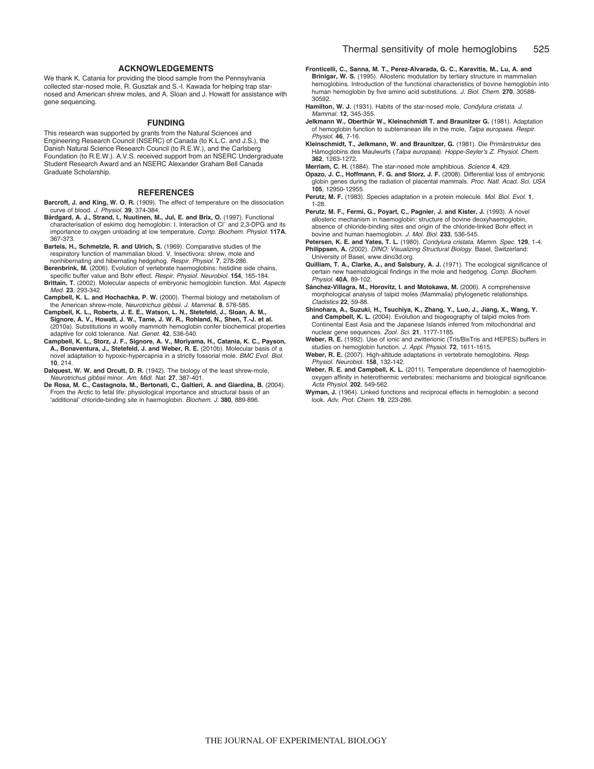## ACKNOWLEDGEMENTS

We thank K. Catania for providing the blood sample from the Pennsylvania collected star-nosed mole, R. Gusztak and S.-I. Kawada for helping trap star-nosed and American shrew moles, and A. Sloan and J. Howatt for assistance with gene sequencing.

## FUNDING

This research was supported by grants from the Natural Sciences and Engineering Research Council (NSERC) of Canada (to K.L.C. and J.S.), the Danish Natural Science Research Council (to R.E.W.), and the Carlsberg Foundation (to R.E.W.). A.V.S. received support from an NSERC Undergraduate Student Research Award and an NSERC Alexander Graham Bell Canada Graduate Scholarship.

## REFERENCES

**Barcroft, J. and King, W. O. R.** (1909). The effect of temperature on the dissociation curve of blood. *J. Physiol.* **39**, 374-384.

**Bårdgard, A. J., Strand, I., Nuutinen, M., Jul, E. and Brix, O.** (1997). Functional characterisation of eskimo dog hemoglobin: I. Interaction of $Cl^-$ and 2,3-DPG and its importance to oxygen unloading at low temperature. *Comp. Biochem. Physiol.* **117A**, 367-373.

**Bartels, H., Schmelzle, R. and Ulrich, S.** (1969). Comparative studies of the respiratory function of mammalian blood. V. Insectivora: shrew, mole and nonhibernating and hibernating hedgehog. *Respir. Physiol.* **7**, 278-286.

**Berenbrink, M.** (2006). Evolution of vertebrate haemoglobins: histidine side chains, specific buffer value and Bohr effect. *Respir. Physiol. Neurobiol.* **154**, 165-184.

**Brittain, T.** (2002). Molecular aspects of embryonic hemoglobin function. *Mol. Aspects Med.* **23**, 293-342.

**Campbell, K. L. and Hochachka, P. W.** (2000). Thermal biology and metabolism of the American shrew-mole, *Neurotrichus gibbsii*. *J. Mammal.* **8**, 578-585.

**Campbell, K. L., Roberts, J. E. E., Watson, L. N., Stetefeld, J., Sloan, A. M., Signore, A. V., Howatt, J. W., Tame, J. W. R., Rohland, N., Shen, T.-J. et al.** (2010a). Substitutions in woolly mammoth hemoglobin confer biochemical properties adaptive for cold tolerance. *Nat. Genet.* **42**, 536-540.

**Campbell, K. L., Storz, J. F., Signore, A. V., Moriyama, H., Catania, K. C., Payson, A., Bonaventura, J., Stetefeld, J. and Weber, R. E.** (2010b). Molecular basis of a novel adaptation to hypoxic-hypercapnia in a strictly fossorial mole. *BMC Evol. Biol.* **10**, 214.

**Dalquest, W. W. and Orcutt, D. R.** (1942). The biology of the least shrew-mole, *Neurotrichus gibbsii* minor. *Am. Midl. Nat.* **27**, 387-401.

**De Rosa, M. C., Castagnola, M., Bertonati, C., Galtieri, A. and Giardina, B.** (2004). From the Arctic to fetal life: physiological importance and structural basis of an 'additional' chloride-binding site in haemoglobin. *Biochem. J.* **380**, 889-896.

**Fronticelli, C., Sanna, M. T., Perez-Alvarada, G. C., Karavitis, M., Lu, A. and Brinigar, W. S.** (1995). Allosteric modulation by tertiary structure in mammalian hemoglobins. Introduction of the functional characteristics of bovine hemoglobin into human hemoglobin by five amino acid substitutions. *J. Biol. Chem.* **270**, 30588-30592.

**Hamilton, W. J.** (1931). Habits of the star-nosed mole, *Condylura cristata*. *J. Mammal.* **12**, 345-355.

**Jelkmann W., Oberthür W., Kleinschmidt T. and Braunitzer G.** (1981). Adaptation of hemoglobin function to subterranean life in the mole, *Talpa europaea*. *Respir. Physiol.* **46**, 7-16.

**Kleinschmidt, T., Jelkmann, W. and Braunitzer, G.** (1981). Die Primärstruktur des Hämoglobins des Maulwurfs (*Talpa europaea*). *Hoppe-Seyler's Z. Physiol. Chem.* **362**, 1263-1272.

**Merriam, C. H.** (1884). The star-nosed mole amphibious. *Science* **4**, 429.

**Opazo, J. C., Hoffmann, F. G. and Storz, J. F.** (2008). Differential loss of embryonic globin genes during the radiation of placental mammals. *Proc. Natl. Acad. Sci. USA* **105**, 12950-12955.

**Perutz, M. F.** (1983). Species adaptation in a protein molecule. *Mol. Biol. Evol.* **1**, 1-28.

**Perutz, M. F., Fermi, G., Poyart, C., Pagnier, J. and Kister, J.** (1993). A novel allosteric mechanism in haemoglobin: structure of bovine deoxyhaemoglobin, absence of chloride-binding sites and origin of the chloride-linked Bohr effect in bovine and human haemoglobin. *J. Mol. Biol.* **233**, 536-545.

**Petersen, K. E. and Yates, T. L.** (1980). *Condylura cristata*. *Mamm. Spec.* **129**, 1-4.

**Philippsen, A.** (2002). *DINO: Visualizing Structural Biology*. Basel, Switzerland: University of Basel, www.dino3d.org.

**Quilliam, T. A., Clarke, A., and Salsbury, A. J.** (1971). The ecological significance of certain new haematological findings in the mole and hedgehog. *Comp. Biochem. Physiol.* **40A**, 89-102.

**Sánchez-Villagra, M., Horovitz, I. and Motokawa, M.** (2006). A comprehensive morphological analysis of talpid moles (Mammalia) phylogenetic relationships. *Cladistics* **22**, 59-88.

**Shinohara, A., Suzuki, H., Tsuchiya, K., Zhang, Y., Luo, J., Jiang, X., Wang, Y. and Campbell, K. L.** (2004). Evolution and biogeography of talpid moles from Continental East Asia and the Japanese Islands inferred from mitochondrial and nuclear gene sequences. *Zool. Sci.* **21**, 1177-1185.

**Weber, R. E.** (1992). Use of ionic and zwitterionic (Tris/BisTris and HEPES) buffers in studies on hemoglobin function. *J. Appl. Physiol.* **72**, 1611-1615.

**Weber, R. E.** (2007). High-altitude adaptations in vertebrate hemoglobins. *Resp. Physiol. Neurobiol.* **158**, 132-142.

**Weber, R. E. and Campbell, K. L.** (2011). Temperature dependence of haemoglobin-oxygen affinity in heterothermic vertebrates: mechanisms and biological significance. *Acta Physiol.* **202**, 549-562.

**Wyman, J.** (1964). Linked functions and reciprocal effects in hemoglobin: a second look. *Adv. Prot. Chem.* **19**, 223-286.